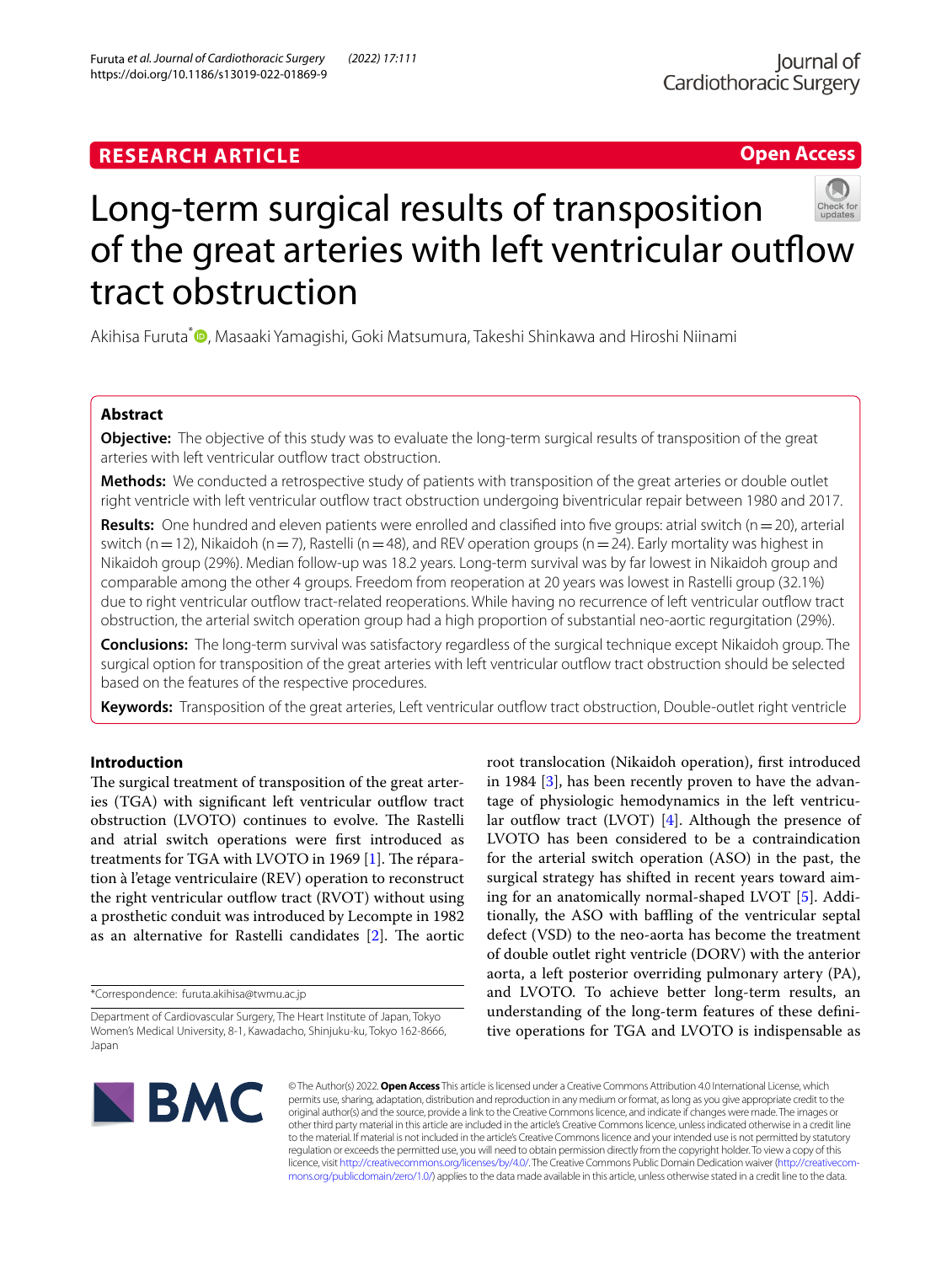RESEARCH ARTICLE

Open Access

# Long-term surgical results of transposition of the great arteries with left ventricular outflow tract obstruction

Akihisa Furuta*, Masaaki Yamagishi, Goki Matsumura, Takeshi Shinkawa and Hiroshi Niinami

## Abstract

**Objective:** The objective of this study was to evaluate the long-term surgical results of transposition of the great arteries with left ventricular outflow tract obstruction.

**Methods:** We conducted a retrospective study of patients with transposition of the great arteries or double outlet right ventricle with left ventricular outflow tract obstruction undergoing biventricular repair between 1980 and 2017.

**Results:** One hundred and eleven patients were enrolled and classified into five groups: atrial switch (n = 20), arterial switch (n = 12), Nikaidoh (n = 7), Rastelli (n = 48), and REV operation groups (n = 24). Early mortality was highest in Nikaidoh group (29%). Median follow-up was 18.2 years. Long-term survival was by far lowest in Nikaidoh group and comparable among the other 4 groups. Freedom from reoperation at 20 years was lowest in Rastelli group (32.1%) due to right ventricular outflow tract-related reoperations. While having no recurrence of left ventricular outflow tract obstruction, the arterial switch operation group had a high proportion of substantial neo-aortic regurgitation (29%).

**Conclusions:** The long-term survival was satisfactory regardless of the surgical technique except Nikaidoh group. The surgical option for transposition of the great arteries with left ventricular outflow tract obstruction should be selected based on the features of the respective procedures.

**Keywords:** Transposition of the great arteries, Left ventricular outflow tract obstruction, Double-outlet right ventricle

## Introduction

The surgical treatment of transposition of the great arteries (TGA) with significant left ventricular outflow tract obstruction (LVOTO) continues to evolve. The Rastelli and atrial switch operations were first introduced as treatments for TGA with LVOTO in 1969 [1]. The réparation à l'etage ventriculaire (REV) operation to reconstruct the right ventricular outflow tract (RVOT) without using a prosthetic conduit was introduced by Lecompte in 1982 as an alternative for Rastelli candidates [2]. The aortic root translocation (Nikaidoh operation), first introduced in 1984 [3], has been recently proven to have the advantage of physiologic hemodynamics in the left ventricular outflow tract (LVOT) [4]. Although the presence of LVOTO has been considered to be a contraindication for the arterial switch operation (ASO) in the past, the surgical strategy has shifted in recent years toward aiming for an anatomically normal-shaped LVOT [5]. Additionally, the ASO with baffling of the ventricular septal defect (VSD) to the neo-aorta has become the treatment of double outlet right ventricle (DORV) with the anterior aorta, a left posterior overriding pulmonary artery (PA), and LVOTO. To achieve better long-term results, an understanding of the long-term features of these definitive operations for TGA and LVOTO is indispensable as

*Correspondence: furuta.akihisa@twmu.ac.jp

Department of Cardiovascular Surgery, The Heart Institute of Japan, Tokyo Women's Medical University, 8-1, Kawadacho, Shinjuku-ku, Tokyo 162-8666, Japan

© The Author(s) 2022. **Open Access** This article is licensed under a Creative Commons Attribution 4.0 International License, which permits use, sharing, adaptation, distribution and reproduction in any medium or format, as long as you give appropriate credit to the original author(s) and the source, provide a link to the Creative Commons licence, and indicate if changes were made. The images or other third party material in this article are included in the article's Creative Commons licence, unless indicated otherwise in a credit line to the material. If material is not included in the article's Creative Commons licence and your intended use is not permitted by statutory regulation or exceeds the permitted use, you will need to obtain permission directly from the copyright holder. To view a copy of this licence, visit http://creativecommons.org/licenses/by/4.0/. The Creative Commons Public Domain Dedication waiver (http://creativecommons.org/publicdomain/zero/1.0/) applies to the data made available in this article, unless otherwise stated in a credit line to the data.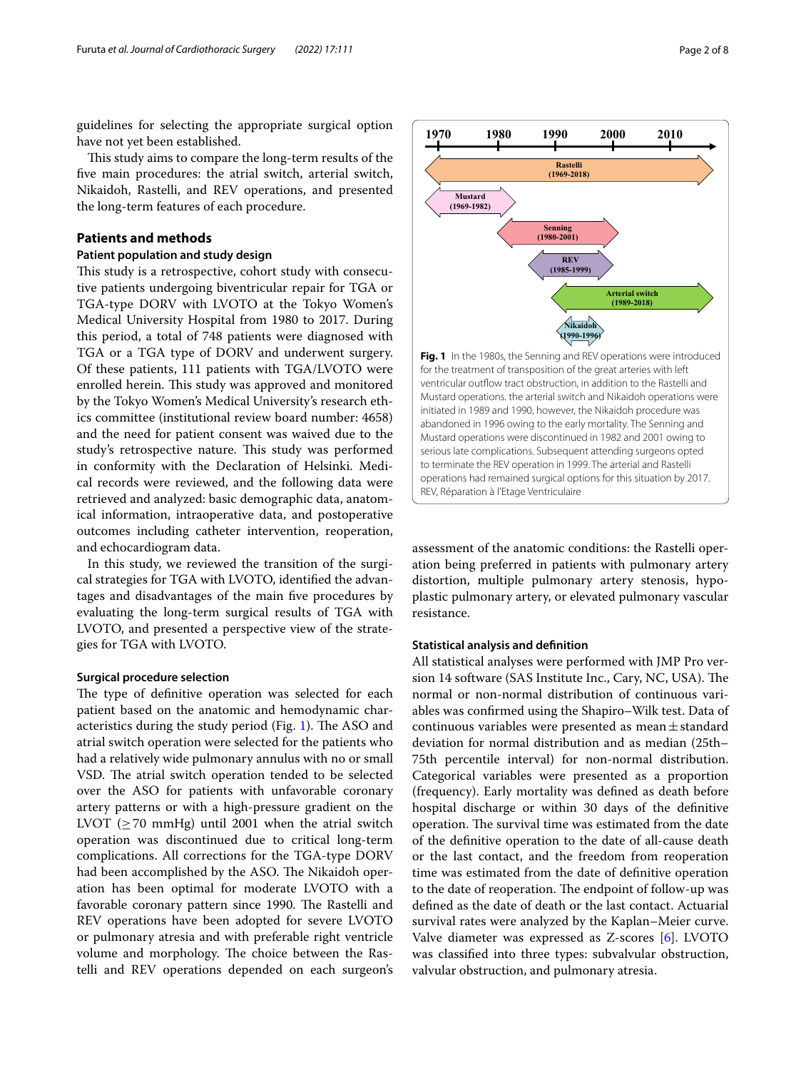guidelines for selecting the appropriate surgical option have not yet been established.

This study aims to compare the long-term results of the five main procedures: the atrial switch, arterial switch, Nikaidoh, Rastelli, and REV operations, and presented the long-term features of each procedure.

## Patients and methods

### Patient population and study design

This study is a retrospective, cohort study with consecutive patients undergoing biventricular repair for TGA or TGA-type DORV with LVOTO at the Tokyo Women's Medical University Hospital from 1980 to 2017. During this period, a total of 748 patients were diagnosed with TGA or a TGA type of DORV and underwent surgery. Of these patients, 111 patients with TGA/LVOTO were enrolled herein. This study was approved and monitored by the Tokyo Women's Medical University's research ethics committee (institutional review board number: 4658) and the need for patient consent was waived due to the study's retrospective nature. This study was performed in conformity with the Declaration of Helsinki. Medical records were reviewed, and the following data were retrieved and analyzed: basic demographic data, anatomical information, intraoperative data, and postoperative outcomes including catheter intervention, reoperation, and echocardiogram data.

In this study, we reviewed the transition of the surgical strategies for TGA with LVOTO, identified the advantages and disadvantages of the main five procedures by evaluating the long-term surgical results of TGA with LVOTO, and presented a perspective view of the strategies for TGA with LVOTO.

### Surgical procedure selection

The type of definitive operation was selected for each patient based on the anatomic and hemodynamic characteristics during the study period (Fig. 1). The ASO and atrial switch operation were selected for the patients who had a relatively wide pulmonary annulus with no or small VSD. The atrial switch operation tended to be selected over the ASO for patients with unfavorable coronary artery patterns or with a high-pressure gradient on the LVOT ($\geq$70 mmHg) until 2001 when the atrial switch operation was discontinued due to critical long-term complications. All corrections for the TGA-type DORV had been accomplished by the ASO. The Nikaidoh operation has been optimal for moderate LVOTO with a favorable coronary pattern since 1990. The Rastelli and REV operations have been adopted for severe LVOTO or pulmonary atresia and with preferable right ventricle volume and morphology. The choice between the Rastelli and REV operations depended on each surgeon's assessment of the anatomic conditions: the Rastelli operation being preferred in patients with pulmonary artery distortion, multiple pulmonary artery stenosis, hypoplastic pulmonary artery, or elevated pulmonary vascular resistance.

1970 1980 1990 2000 2010

Rastelli (1969-2018)

Mustard (1969-1982)

Senning (1980-2001)

REV (1985-1999)

Arterial switch (1989-2018)

Nikaidoh (1990-1996)

**Fig. 1** In the 1980s, the Senning and REV operations were introduced for the treatment of transposition of the great arteries with left ventricular outflow tract obstruction, in addition to the Rastelli and Mustard operations. the arterial switch and Nikaidoh operations were initiated in 1989 and 1990, however, the Nikaidoh procedure was abandoned in 1996 owing to the early mortality. The Senning and Mustard operations were discontinued in 1982 and 2001 owing to serious late complications. Subsequent attending surgeons opted to terminate the REV operation in 1999. The arterial and Rastelli operations had remained surgical options for this situation by 2017. REV, Réparation à l'Etage Ventriculaire

### Statistical analysis and definition

All statistical analyses were performed with JMP Pro version 14 software (SAS Institute Inc., Cary, NC, USA). The normal or non-normal distribution of continuous variables was confirmed using the Shapiro–Wilk test. Data of continuous variables were presented as mean ± standard deviation for normal distribution and as median (25th–75th percentile interval) for non-normal distribution. Categorical variables were presented as a proportion (frequency). Early mortality was defined as death before hospital discharge or within 30 days of the definitive operation. The survival time was estimated from the date of the definitive operation to the date of all-cause death or the last contact, and the freedom from reoperation time was estimated from the date of definitive operation to the date of reoperation. The endpoint of follow-up was defined as the date of death or the last contact. Actuarial survival rates were analyzed by the Kaplan–Meier curve. Valve diameter was expressed as Z-scores [6]. LVOTO was classified into three types: subvalvular obstruction, valvular obstruction, and pulmonary atresia.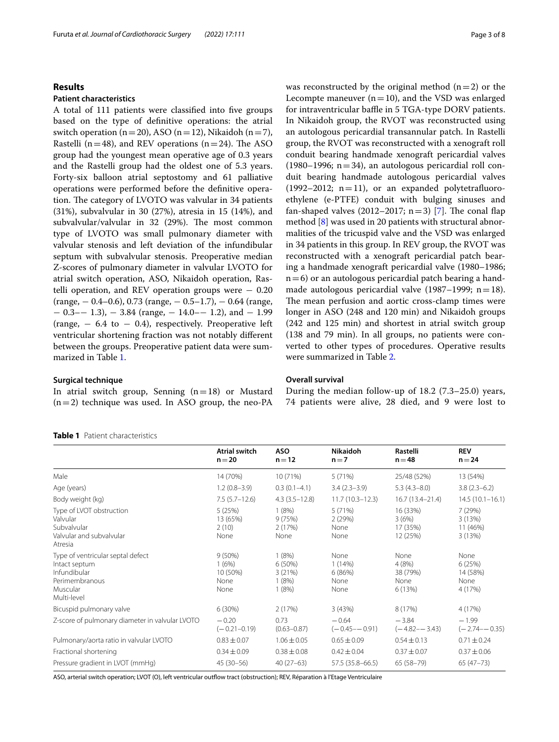## Results

### Patient characteristics

A total of 111 patients were classified into five groups based on the type of definitive operations: the atrial switch operation (n = 20), ASO (n = 12), Nikaidoh (n = 7), Rastelli (n = 48), and REV operations (n = 24). The ASO group had the youngest mean operative age of 0.3 years and the Rastelli group had the oldest one of 5.3 years. Forty-six balloon atrial septostomy and 61 palliative operations were performed before the definitive operation. The category of LVOTO was valvular in 34 patients (31%), subvalvular in 30 (27%), atresia in 15 (14%), and subvalvular/valvular in 32 (29%). The most common type of LVOTO was small pulmonary diameter with valvular stenosis and left deviation of the infundibular septum with subvalvular stenosis. Preoperative median Z-scores of pulmonary diameter in valvular LVOTO for atrial switch operation, ASO, Nikaidoh operation, Rastelli operation, and REV operation groups were − 0.20 (range, − 0.4–0.6), 0.73 (range, − 0.5–1.7), − 0.64 (range, − 0.3–− 1.3), − 3.84 (range, − 14.0–− 1.2), and − 1.99 (range, − 6.4 to − 0.4), respectively. Preoperative left ventricular shortening fraction was not notably different between the groups. Preoperative patient data were summarized in Table 1.

### Surgical technique

In atrial switch group, Senning (n = 18) or Mustard (n = 2) technique was used. In ASO group, the neo-PA was reconstructed by the original method (n = 2) or the Lecompte maneuver (n = 10), and the VSD was enlarged for intraventricular baffle in 5 TGA-type DORV patients. In Nikaidoh group, the RVOT was reconstructed using an autologous pericardial transannular patch. In Rastelli group, the RVOT was reconstructed with a xenograft roll conduit bearing handmade xenograft pericardial valves (1980–1996; n = 34), an autologous pericardial roll conduit bearing handmade autologous pericardial valves (1992–2012; n = 11), or an expanded polytetrafluoroethylene (e-PTFE) conduit with bulging sinuses and fan-shaped valves (2012–2017; n = 3) [7]. The conal flap method [8] was used in 20 patients with structural abnormalities of the tricuspid valve and the VSD was enlarged in 34 patients in this group. In REV group, the RVOT was reconstructed with a xenograft pericardial patch bearing a handmade xenograft pericardial valve (1980–1986; n = 6) or an autologous pericardial patch bearing a handmade autologous pericardial valve (1987–1999; n = 18). The mean perfusion and aortic cross-clamp times were longer in ASO (248 and 120 min) and Nikaidoh groups (242 and 125 min) and shortest in atrial switch group (138 and 79 min). In all groups, no patients were converted to other types of procedures. Operative results were summarized in Table 2.

### Overall survival

During the median follow-up of 18.2 (7.3–25.0) years, 74 patients were alive, 28 died, and 9 were lost to

**Table 1** Patient characteristics

| | Atrial switch n = 20 | ASO n = 12 | Nikaidoh n = 7 | Rastelli n = 48 | REV n = 24 |
|---|---|---|---|---|---|
| Male | 14 (70%) | 10 (71%) | 5 (71%) | 25/48 (52%) | 13 (54%) |
| Age (years) | 1.2 (0.8–3.9) | 0.3 (0.1–4.1) | 3.4 (2.3–3.9) | 5.3 (4.3–8.0) | 3.8 (2.3–6.2) |
| Body weight (kg) | 7.5 (5.7–12.6) | 4.3 (3.5–12.8) | 11.7 (10.3–12.3) | 16.7 (13.4–21.4) | 14.5 (10.1–16.1) |
| Type of LVOT obstruction | | | | | |
| Valvular | 5 (25%) | 1 (8%) | 5 (71%) | 16 (33%) | 7 (29%) |
| Subvalvular | 13 (65%) | 9 (75%) | 2 (29%) | 3 (6%) | 3 (13%) |
| Valvular and subvalvular | 2 (10) | 2 (17%) | None | 17 (35%) | 11 (46%) |
| Atresia | None | None | None | 12 (25%) | 3 (13%) |
| Type of ventricular septal defect | | | | | |
| Intact septum | 9 (50%) | 1 (8%) | None | None | None |
| Infundibular | 1 (6%) | 6 (50%) | 1 (14%) | 4 (8%) | 6 (25%) |
| Perimembranous | 10 (50%) | 3 (21%) | 6 (86%) | 38 (79%) | 14 (58%) |
| Muscular | None | 1 (8%) | None | None | None |
| Multi-level | None | 1 (8%) | None | 6 (13%) | 4 (17%) |
| Bicuspid pulmonary valve | 6 (30%) | 2 (17%) | 3 (43%) | 8 (17%) | 4 (17%) |
| Z-score of pulmonary diameter in valvular LVOTO | − 0.20 (− 0.21–0.19) | 0.73 (0.63–0.87) | − 0.64 (− 0.45–− 0.91) | − 3.84 (− 4.82–− 3.43) | − 1.99 (− 2.74–− 0.35) |
| Pulmonary/aorta ratio in valvular LVOTO | 0.83 ± 0.07 | 1.06 ± 0.05 | 0.65 ± 0.09 | 0.54 ± 0.13 | 0.71 ± 0.24 |
| Fractional shortening | 0.34 ± 0.09 | 0.38 ± 0.08 | 0.42 ± 0.04 | 0.37 ± 0.07 | 0.37 ± 0.06 |
| Pressure gradient in LVOT (mmHg) | 45 (30–56) | 40 (27–63) | 57.5 (35.8–66.5) | 65 (58–79) | 65 (47–73) |

ASO, arterial switch operation; LVOT (O), left ventricular outflow tract (obstruction); REV, Réparation à l'Etage Ventriculaire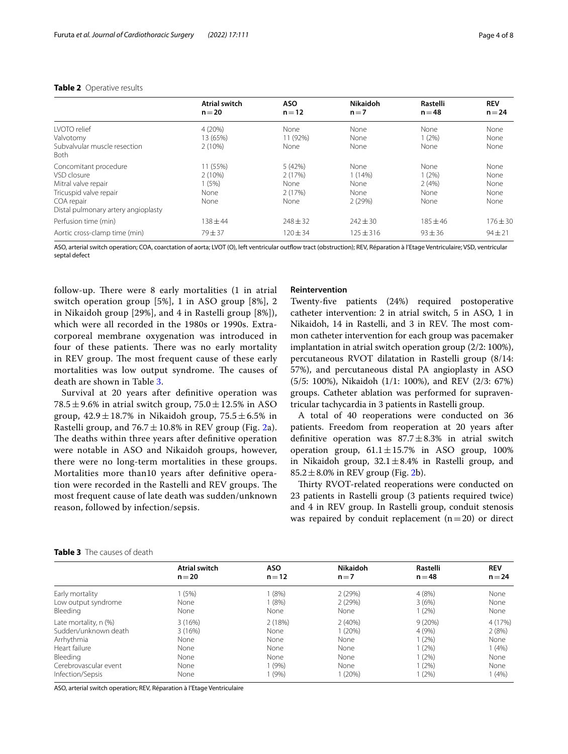**Table 2** Operative results

| | Atrial switch n = 20 | ASO n = 12 | Nikaidoh n = 7 | Rastelli n = 48 | REV n = 24 |
|---|---|---|---|---|---|
| LVOTO relief | 4 (20%) | None | None | None | None |
| Valvotomy | 13 (65%) | 11 (92%) | None | 1 (2%) | None |
| Subvalvular muscle resection | 2 (10%) | None | None | None | None |
| Both | | | | | |
| Concomitant procedure | 11 (55%) | 5 (42%) | None | None | None |
| VSD closure | 2 (10%) | 2 (17%) | 1 (14%) | 1 (2%) | None |
| Mitral valve repair | 1 (5%) | None | None | 2 (4%) | None |
| Tricuspid valve repair | None | 2 (17%) | None | None | None |
| COA repair | None | None | 2 (29%) | None | None |
| Distal pulmonary artery angioplasty | | | | | |
| Perfusion time (min) | 138 ± 44 | 248 ± 32 | 242 ± 30 | 185 ± 46 | 176 ± 30 |
| Aortic cross-clamp time (min) | 79 ± 37 | 120 ± 34 | 125 ± 316 | 93 ± 36 | 94 ± 21 |

ASO, arterial switch operation; COA, coarctation of aorta; LVOT (O), left ventricular outflow tract (obstruction); REV, Réparation à l'Etage Ventriculaire; VSD, ventricular septal defect

follow-up. There were 8 early mortalities (1 in atrial switch operation group [5%], 1 in ASO group [8%], 2 in Nikaidoh group [29%], and 4 in Rastelli group [8%]), which were all recorded in the 1980s or 1990s. Extracorporeal membrane oxygenation was introduced in four of these patients. There was no early mortality in REV group. The most frequent cause of these early mortalities was low output syndrome. The causes of death are shown in Table 3.

Survival at 20 years after definitive operation was 78.5 ± 9.6% in atrial switch group, 75.0 ± 12.5% in ASO group, 42.9 ± 18.7% in Nikaidoh group, 75.5 ± 6.5% in Rastelli group, and 76.7 ± 10.8% in REV group (Fig. 2a). The deaths within three years after definitive operation were notable in ASO and Nikaidoh groups, however, there were no long-term mortalities in these groups. Mortalities more than10 years after definitive operation were recorded in the Rastelli and REV groups. The most frequent cause of late death was sudden/unknown reason, followed by infection/sepsis.

### Reintervention

Twenty-five patients (24%) required postoperative catheter intervention: 2 in atrial switch, 5 in ASO, 1 in Nikaidoh, 14 in Rastelli, and 3 in REV. The most common catheter intervention for each group was pacemaker implantation in atrial switch operation group (2/2: 100%), percutaneous RVOT dilatation in Rastelli group (8/14: 57%), and percutaneous distal PA angioplasty in ASO (5/5: 100%), Nikaidoh (1/1: 100%), and REV (2/3: 67%) groups. Catheter ablation was performed for supraventricular tachycardia in 3 patients in Rastelli group.

A total of 40 reoperations were conducted on 36 patients. Freedom from reoperation at 20 years after definitive operation was 87.7 ± 8.3% in atrial switch operation group, 61.1 ± 15.7% in ASO group, 100% in Nikaidoh group, 32.1 ± 8.4% in Rastelli group, and 85.2 ± 8.0% in REV group (Fig. 2b).

Thirty RVOT-related reoperations were conducted on 23 patients in Rastelli group (3 patients required twice) and 4 in REV group. In Rastelli group, conduit stenosis was repaired by conduit replacement (n = 20) or direct

**Table 3** The causes of death

| | Atrial switch n = 20 | ASO n = 12 | Nikaidoh n = 7 | Rastelli n = 48 | REV n = 24 |
|---|---|---|---|---|---|
| Early mortality | 1 (5%) | 1 (8%) | 2 (29%) | 4 (8%) | None |
| Low output syndrome | None | 1 (8%) | 2 (29%) | 3 (6%) | None |
| Bleeding | None | None | None | 1 (2%) | None |
| Late mortality, n (%) | 3 (16%) | 2 (18%) | 2 (40%) | 9 (20%) | 4 (17%) |
| Sudden/unknown death | 3 (16%) | None | 1 (20%) | 4 (9%) | 2 (8%) |
| Arrhythmia | None | None | None | 1 (2%) | None |
| Heart failure | None | None | None | 1 (2%) | 1 (4%) |
| Bleeding | None | None | None | 1 (2%) | None |
| Cerebrovascular event | None | 1 (9%) | None | 1 (2%) | None |
| Infection/Sepsis | None | 1 (9%) | 1 (20%) | 1 (2%) | 1 (4%) |

ASO, arterial switch operation; REV, Réparation à l'Etage Ventriculaire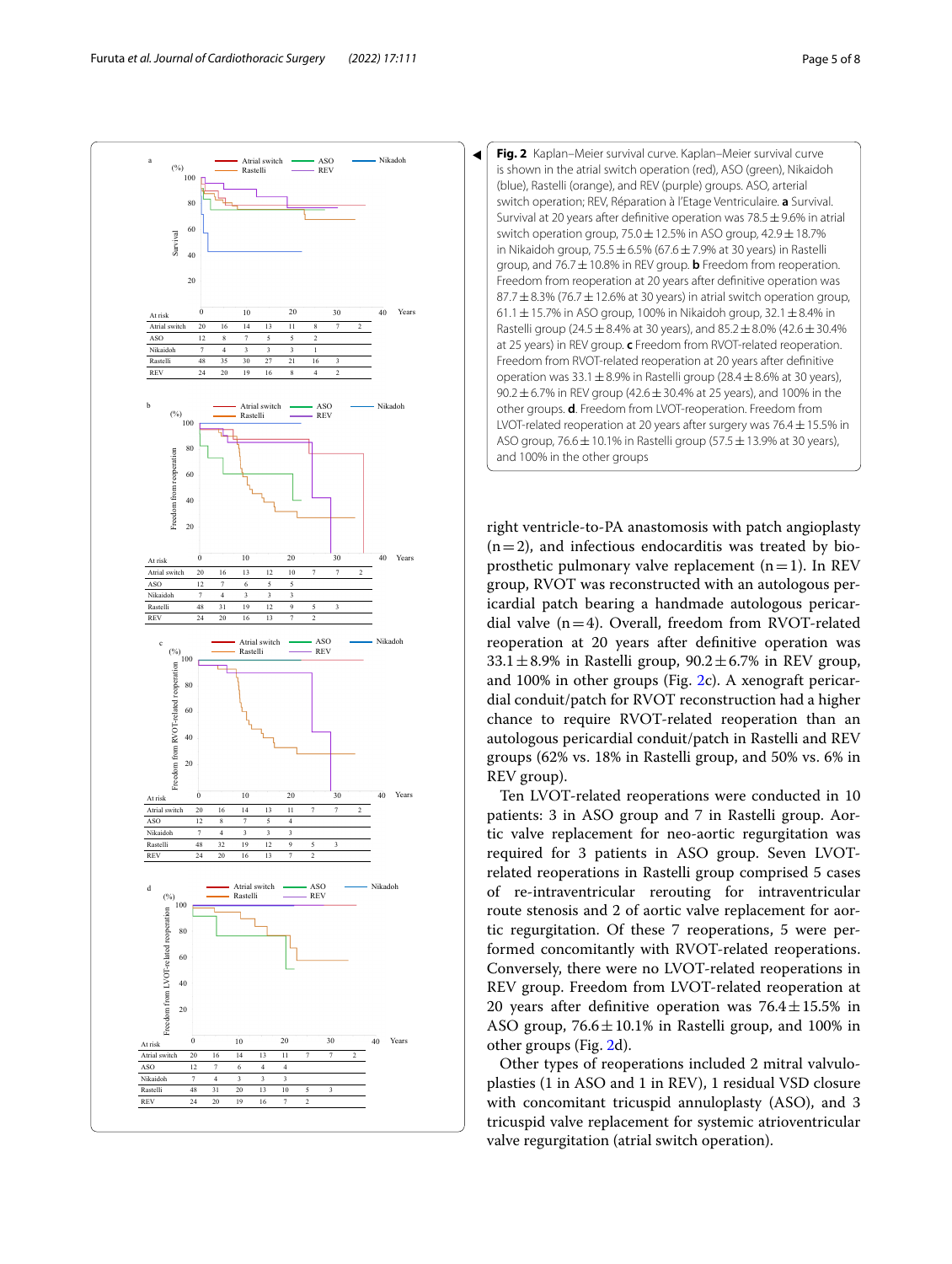**Fig. 2** Kaplan–Meier survival curve. Kaplan–Meier survival curve is shown in the atrial switch operation (red), ASO (green), Nikaidoh (blue), Rastelli (orange), and REV (purple) groups. ASO, arterial switch operation; REV, Réparation à l'Etage Ventriculaire. **a** Survival. Survival at 20 years after definitive operation was 78.5 ± 9.6% in atrial switch operation group, 75.0 ± 12.5% in ASO group, 42.9 ± 18.7% in Nikaidoh group, 75.5 ± 6.5% (67.6 ± 7.9% at 30 years) in Rastelli group, and 76.7 ± 10.8% in REV group. **b** Freedom from reoperation. Freedom from reoperation at 20 years after definitive operation was 87.7 ± 8.3% (76.7 ± 12.6% at 30 years) in atrial switch operation group, 61.1 ± 15.7% in ASO group, 100% in Nikaidoh group, 32.1 ± 8.4% in Rastelli group (24.5 ± 8.4% at 30 years), and 85.2 ± 8.0% (42.6 ± 30.4% at 25 years) in REV group. **c** Freedom from RVOT-related reoperation. Freedom from RVOT-related reoperation at 20 years after definitive operation was 33.1 ± 8.9% in Rastelli group (28.4 ± 8.6% at 30 years), 90.2 ± 6.7% in REV group (42.6 ± 30.4% at 25 years), and 100% in the other groups. **d**. Freedom from LVOT-reoperation. Freedom from LVOT-related reoperation at 20 years after surgery was 76.4 ± 15.5% in ASO group, 76.6 ± 10.1% in Rastelli group (57.5 ± 13.9% at 30 years), and 100% in the other groups

right ventricle-to-PA anastomosis with patch angioplasty (n = 2), and infectious endocarditis was treated by bioprosthetic pulmonary valve replacement (n = 1). In REV group, RVOT was reconstructed with an autologous pericardial patch bearing a handmade autologous pericardial valve (n = 4). Overall, freedom from RVOT-related reoperation at 20 years after definitive operation was 33.1 ± 8.9% in Rastelli group, 90.2 ± 6.7% in REV group, and 100% in other groups (Fig. 2c). A xenograft pericardial conduit/patch for RVOT reconstruction had a higher chance to require RVOT-related reoperation than an autologous pericardial conduit/patch in Rastelli and REV groups (62% vs. 18% in Rastelli group, and 50% vs. 6% in REV group).

Ten LVOT-related reoperations were conducted in 10 patients: 3 in ASO group and 7 in Rastelli group. Aortic valve replacement for neo-aortic regurgitation was required for 3 patients in ASO group. Seven LVOT-related reoperations in Rastelli group comprised 5 cases of re-intraventricular rerouting for intraventricular route stenosis and 2 of aortic valve replacement for aortic regurgitation. Of these 7 reoperations, 5 were performed concomitantly with RVOT-related reoperations. Conversely, there were no LVOT-related reoperations in REV group. Freedom from LVOT-related reoperation at 20 years after definitive operation was 76.4 ± 15.5% in ASO group, 76.6 ± 10.1% in Rastelli group, and 100% in other groups (Fig. 2d).

Other types of reoperations included 2 mitral valvuloplasties (1 in ASO and 1 in REV), 1 residual VSD closure with concomitant tricuspid annuloplasty (ASO), and 3 tricuspid valve replacement for systemic atrioventricular valve regurgitation (atrial switch operation).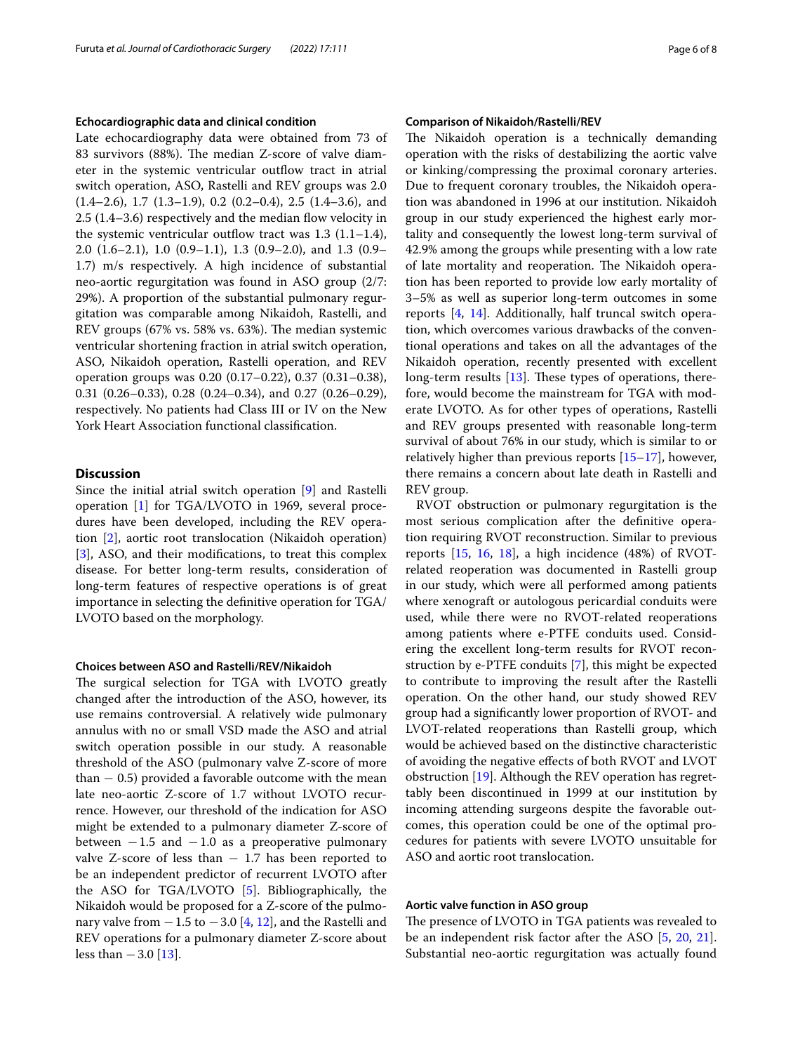### Echocardiographic data and clinical condition

Late echocardiography data were obtained from 73 of 83 survivors (88%). The median Z-score of valve diameter in the systemic ventricular outflow tract in atrial switch operation, ASO, Rastelli and REV groups was 2.0 (1.4–2.6), 1.7 (1.3–1.9), 0.2 (0.2–0.4), 2.5 (1.4–3.6), and 2.5 (1.4–3.6) respectively and the median flow velocity in the systemic ventricular outflow tract was 1.3 (1.1–1.4), 2.0 (1.6–2.1), 1.0 (0.9–1.1), 1.3 (0.9–2.0), and 1.3 (0.9–1.7) m/s respectively. A high incidence of substantial neo-aortic regurgitation was found in ASO group (2/7: 29%). A proportion of the substantial pulmonary regurgitation was comparable among Nikaidoh, Rastelli, and REV groups (67% vs. 58% vs. 63%). The median systemic ventricular shortening fraction in atrial switch operation, ASO, Nikaidoh operation, Rastelli operation, and REV operation groups was 0.20 (0.17–0.22), 0.37 (0.31–0.38), 0.31 (0.26–0.33), 0.28 (0.24–0.34), and 0.27 (0.26–0.29), respectively. No patients had Class III or IV on the New York Heart Association functional classification.

## Discussion

Since the initial atrial switch operation [9] and Rastelli operation [1] for TGA/LVOTO in 1969, several procedures have been developed, including the REV operation [2], aortic root translocation (Nikaidoh operation) [3], ASO, and their modifications, to treat this complex disease. For better long-term results, consideration of long-term features of respective operations is of great importance in selecting the definitive operation for TGA/LVOTO based on the morphology.

### Choices between ASO and Rastelli/REV/Nikaidoh

The surgical selection for TGA with LVOTO greatly changed after the introduction of the ASO, however, its use remains controversial. A relatively wide pulmonary annulus with no or small VSD made the ASO and atrial switch operation possible in our study. A reasonable threshold of the ASO (pulmonary valve Z-score of more than − 0.5) provided a favorable outcome with the mean late neo-aortic Z-score of 1.7 without LVOTO recurrence. However, our threshold of the indication for ASO might be extended to a pulmonary diameter Z-score of between − 1.5 and − 1.0 as a preoperative pulmonary valve Z-score of less than − 1.7 has been reported to be an independent predictor of recurrent LVOTO after the ASO for TGA/LVOTO [5]. Bibliographically, the Nikaidoh would be proposed for a Z-score of the pulmonary valve from − 1.5 to − 3.0 [4, 12], and the Rastelli and REV operations for a pulmonary diameter Z-score about less than − 3.0 [13].

### Comparison of Nikaidoh/Rastelli/REV

The Nikaidoh operation is a technically demanding operation with the risks of destabilizing the aortic valve or kinking/compressing the proximal coronary arteries. Due to frequent coronary troubles, the Nikaidoh operation was abandoned in 1996 at our institution. Nikaidoh group in our study experienced the highest early mortality and consequently the lowest long-term survival of 42.9% among the groups while presenting with a low rate of late mortality and reoperation. The Nikaidoh operation has been reported to provide low early mortality of 3–5% as well as superior long-term outcomes in some reports [4, 14]. Additionally, half truncal switch operation, which overcomes various drawbacks of the conventional operations and takes on all the advantages of the Nikaidoh operation, recently presented with excellent long-term results [13]. These types of operations, therefore, would become the mainstream for TGA with moderate LVOTO. As for other types of operations, Rastelli and REV groups presented with reasonable long-term survival of about 76% in our study, which is similar to or relatively higher than previous reports [15–17], however, there remains a concern about late death in Rastelli and REV group.

RVOT obstruction or pulmonary regurgitation is the most serious complication after the definitive operation requiring RVOT reconstruction. Similar to previous reports [15, 16, 18], a high incidence (48%) of RVOT-related reoperation was documented in Rastelli group in our study, which were all performed among patients where xenograft or autologous pericardial conduits were used, while there were no RVOT-related reoperations among patients where e-PTFE conduits used. Considering the excellent long-term results for RVOT reconstruction by e-PTFE conduits [7], this might be expected to contribute to improving the result after the Rastelli operation. On the other hand, our study showed REV group had a significantly lower proportion of RVOT- and LVOT-related reoperations than Rastelli group, which would be achieved based on the distinctive characteristic of avoiding the negative effects of both RVOT and LVOT obstruction [19]. Although the REV operation has regrettably been discontinued in 1999 at our institution by incoming attending surgeons despite the favorable outcomes, this operation could be one of the optimal procedures for patients with severe LVOTO unsuitable for ASO and aortic root translocation.

### Aortic valve function in ASO group

The presence of LVOTO in TGA patients was revealed to be an independent risk factor after the ASO [5, 20, 21]. Substantial neo-aortic regurgitation was actually found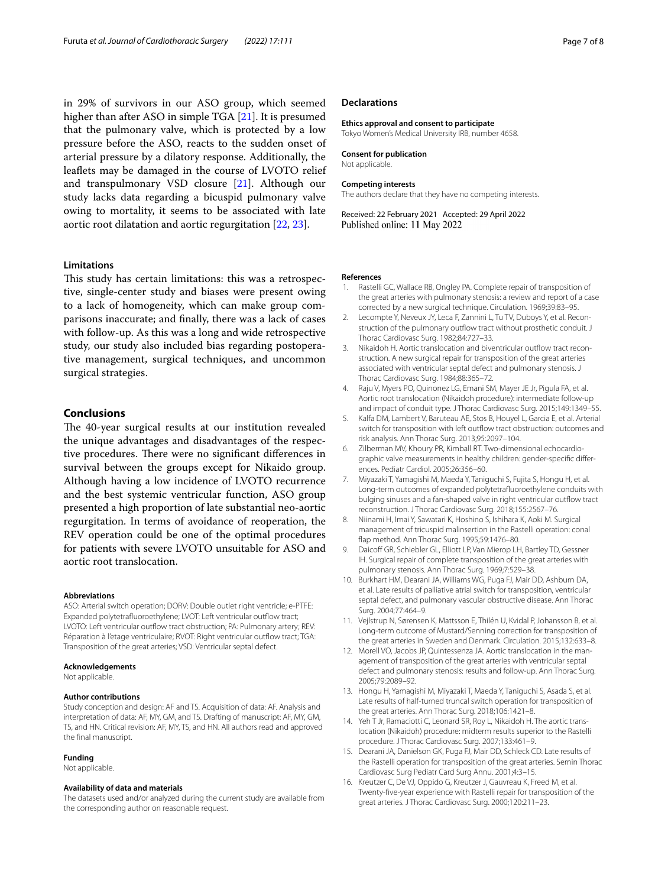in 29% of survivors in our ASO group, which seemed higher than after ASO in simple TGA [21]. It is presumed that the pulmonary valve, which is protected by a low pressure before the ASO, reacts to the sudden onset of arterial pressure by a dilatory response. Additionally, the leaflets may be damaged in the course of LVOTO relief and transpulmonary VSD closure [21]. Although our study lacks data regarding a bicuspid pulmonary valve owing to mortality, it seems to be associated with late aortic root dilatation and aortic regurgitation [22, 23].

### Limitations

This study has certain limitations: this was a retrospective, single-center study and biases were present owing to a lack of homogeneity, which can make group comparisons inaccurate; and finally, there was a lack of cases with follow-up. As this was a long and wide retrospective study, our study also included bias regarding postoperative management, surgical techniques, and uncommon surgical strategies.

## Conclusions

The 40-year surgical results at our institution revealed the unique advantages and disadvantages of the respective procedures. There were no significant differences in survival between the groups except for Nikaido group. Although having a low incidence of LVOTO recurrence and the best systemic ventricular function, ASO group presented a high proportion of late substantial neo-aortic regurgitation. In terms of avoidance of reoperation, the REV operation could be one of the optimal procedures for patients with severe LVOTO unsuitable for ASO and aortic root translocation.

#### Abbreviations

ASO: Arterial switch operation; DORV: Double outlet right ventricle; e-PTFE: Expanded polytetrafluoroethylene; LVOT: Left ventricular outflow tract; LVOTO: Left ventricular outflow tract obstruction; PA: Pulmonary artery; REV: Réparation à l'etage ventriculaire; RVOT: Right ventricular outflow tract; TGA: Transposition of the great arteries; VSD: Ventricular septal defect.

#### Acknowledgements

Not applicable.

#### Author contributions

Study conception and design: AF and TS. Acquisition of data: AF. Analysis and interpretation of data: AF, MY, GM, TS, and HN. Drafting of manuscript: AF, MY, GM, TS, and HN. Critical revision: AF, MY, TS, and HN. All authors read and approved the final manuscript.

#### Funding

Not applicable.

#### Availability of data and materials

The datasets used and/or analyzed during the current study are available from the corresponding author on reasonable request.

## Declarations

#### Ethics approval and consent to participate

Tokyo Women's Medical University IRB, number 4658.

#### Consent for publication

Not applicable.

#### Competing interests

The authors declare that they have no competing interests.

Received: 22 February 2021 Accepted: 29 April 2022
Published online: 11 May 2022

#### References

1. Rastelli GC, Wallace RB, Ongley PA. Complete repair of transposition of the great arteries with pulmonary stenosis: a review and report of a case corrected by a new surgical technique. Circulation. 1969;39:83–95.
2. Lecompte Y, Neveux JY, Leca F, Zannini L, Tu TV, Duboys Y, et al. Reconstruction of the pulmonary outflow tract without prosthetic conduit. J Thorac Cardiovasc Surg. 1982;84:727–33.
3. Nikaidoh H. Aortic translocation and biventricular outflow tract reconstruction. A new surgical repair for transposition of the great arteries associated with ventricular septal defect and pulmonary stenosis. J Thorac Cardiovasc Surg. 1984;88:365–72.
4. Raju V, Myers PO, Quinonez LG, Emani SM, Mayer JE Jr, Pigula FA, et al. Aortic root translocation (Nikaidoh procedure): intermediate follow-up and impact of conduit type. J Thorac Cardiovasc Surg. 2015;149:1349–55.
5. Kalfa DM, Lambert V, Baruteau AE, Stos B, Houyel L, Garcia E, et al. Arterial switch for transposition with left outflow tract obstruction: outcomes and risk analysis. Ann Thorac Surg. 2013;95:2097–104.
6. Zilberman MV, Khoury PR, Kimball RT. Two-dimensional echocardiographic valve measurements in healthy children: gender-specific differences. Pediatr Cardiol. 2005;26:356–60.
7. Miyazaki T, Yamagishi M, Maeda Y, Taniguchi S, Fujita S, Hongu H, et al. Long-term outcomes of expanded polytetrafluoroethylene conduits with bulging sinuses and a fan-shaped valve in right ventricular outflow tract reconstruction. J Thorac Cardiovasc Surg. 2018;155:2567–76.
8. Niinami H, Imai Y, Sawatari K, Hoshino S, Ishihara K, Aoki M. Surgical management of tricuspid malinsertion in the Rastelli operation: conal flap method. Ann Thorac Surg. 1995;59:1476–80.
9. Daicoff GR, Schiebler GL, Elliott LP, Van Mierop LH, Bartley TD, Gessner IH. Surgical repair of complete transposition of the great arteries with pulmonary stenosis. Ann Thorac Surg. 1969;7:529–38.
10. Burkhart HM, Dearani JA, Williams WG, Puga FJ, Mair DD, Ashburn DA, et al. Late results of palliative atrial switch for transposition, ventricular septal defect, and pulmonary vascular obstructive disease. Ann Thorac Surg. 2004;77:464–9.
11. Vejlstrup N, Sørensen K, Mattsson E, Thilén U, Kvidal P, Johansson B, et al. Long-term outcome of Mustard/Senning correction for transposition of the great arteries in Sweden and Denmark. Circulation. 2015;132:633–8.
12. Morell VO, Jacobs JP, Quintessenza JA. Aortic translocation in the management of transposition of the great arteries with ventricular septal defect and pulmonary stenosis: results and follow-up. Ann Thorac Surg. 2005;79:2089–92.
13. Hongu H, Yamagishi M, Miyazaki T, Maeda Y, Taniguchi S, Asada S, et al. Late results of half-turned truncal switch operation for transposition of the great arteries. Ann Thorac Surg. 2018;106:1421–8.
14. Yeh T Jr, Ramaciotti C, Leonard SR, Roy L, Nikaidoh H. The aortic translocation (Nikaidoh) procedure: midterm results superior to the Rastelli procedure. J Thorac Cardiovasc Surg. 2007;133:461–9.
15. Dearani JA, Danielson GK, Puga FJ, Mair DD, Schleck CD. Late results of the Rastelli operation for transposition of the great arteries. Semin Thorac Cardiovasc Surg Pediatr Card Surg Annu. 2001;4:3–15.
16. Kreutzer C, De VJ, Oppido G, Kreutzer J, Gauvreau K, Freed M, et al. Twenty-five-year experience with Rastelli repair for transposition of the great arteries. J Thorac Cardiovasc Surg. 2000;120:211–23.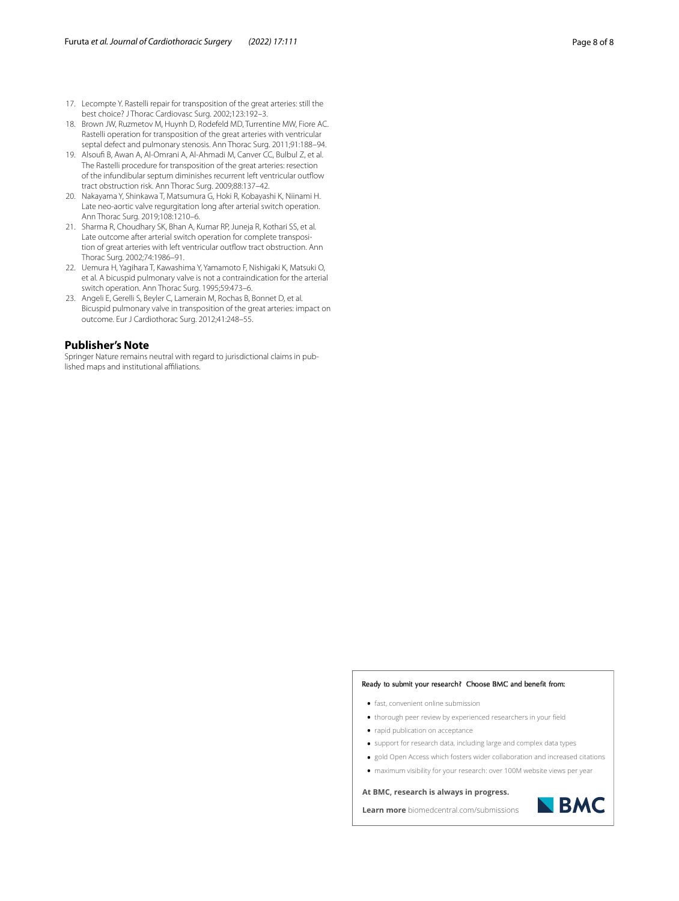17. Lecompte Y. Rastelli repair for transposition of the great arteries: still the best choice? J Thorac Cardiovasc Surg. 2002;123:192–3.
18. Brown JW, Ruzmetov M, Huynh D, Rodefeld MD, Turrentine MW, Fiore AC. Rastelli operation for transposition of the great arteries with ventricular septal defect and pulmonary stenosis. Ann Thorac Surg. 2011;91:188–94.
19. Alsoufi B, Awan A, Al-Omrani A, Al-Ahmadi M, Canver CC, Bulbul Z, et al. The Rastelli procedure for transposition of the great arteries: resection of the infundibular septum diminishes recurrent left ventricular outflow tract obstruction risk. Ann Thorac Surg. 2009;88:137–42.
20. Nakayama Y, Shinkawa T, Matsumura G, Hoki R, Kobayashi K, Niinami H. Late neo-aortic valve regurgitation long after arterial switch operation. Ann Thorac Surg. 2019;108:1210–6.
21. Sharma R, Choudhary SK, Bhan A, Kumar RP, Juneja R, Kothari SS, et al. Late outcome after arterial switch operation for complete transposition of great arteries with left ventricular outflow tract obstruction. Ann Thorac Surg. 2002;74:1986–91.
22. Uemura H, Yagihara T, Kawashima Y, Yamamoto F, Nishigaki K, Matsuki O, et al. A bicuspid pulmonary valve is not a contraindication for the arterial switch operation. Ann Thorac Surg. 1995;59:473–6.
23. Angeli E, Gerelli S, Beyler C, Lamerain M, Rochas B, Bonnet D, et al. Bicuspid pulmonary valve in transposition of the great arteries: impact on outcome. Eur J Cardiothorac Surg. 2012;41:248–55.

## Publisher's Note

Springer Nature remains neutral with regard to jurisdictional claims in published maps and institutional affiliations.

Ready to submit your research? Choose BMC and benefit from:

- fast, convenient online submission
- thorough peer review by experienced researchers in your field
- rapid publication on acceptance
- support for research data, including large and complex data types
- gold Open Access which fosters wider collaboration and increased citations
- maximum visibility for your research: over 100M website views per year

**At BMC, research is always in progress.**

**Learn more** biomedcentral.com/submissions

BMC